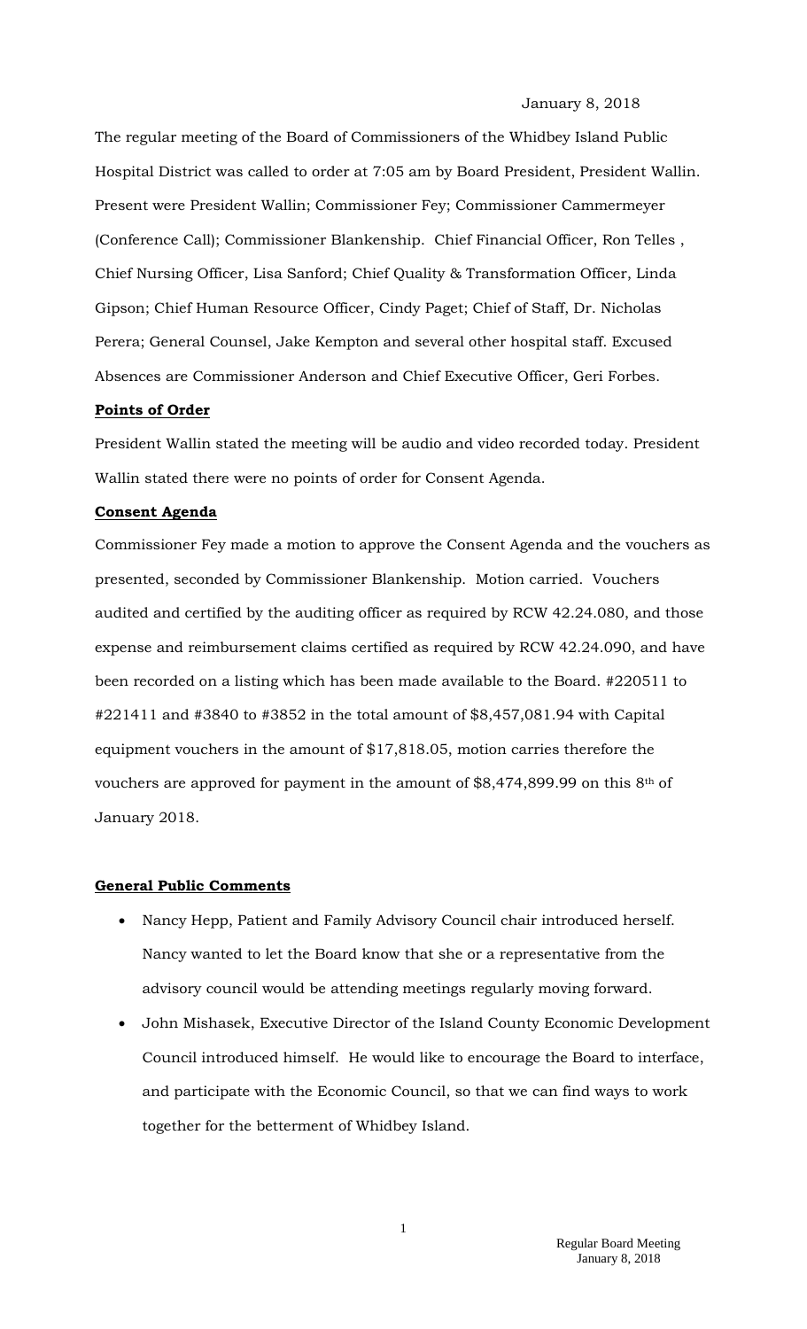January 8, 2018

The regular meeting of the Board of Commissioners of the Whidbey Island Public Hospital District was called to order at 7:05 am by Board President, President Wallin. Present were President Wallin; Commissioner Fey; Commissioner Cammermeyer (Conference Call); Commissioner Blankenship. Chief Financial Officer, Ron Telles , Chief Nursing Officer, Lisa Sanford; Chief Quality & Transformation Officer, Linda Gipson; Chief Human Resource Officer, Cindy Paget; Chief of Staff, Dr. Nicholas Perera; General Counsel, Jake Kempton and several other hospital staff. Excused Absences are Commissioner Anderson and Chief Executive Officer, Geri Forbes.

**Points of Order**

President Wallin stated the meeting will be audio and video recorded today. President Wallin stated there were no points of order for Consent Agenda.

**Consent Agenda**

Commissioner Fey made a motion to approve the Consent Agenda and the vouchers as presented, seconded by Commissioner Blankenship. Motion carried. Vouchers audited and certified by the auditing officer as required by RCW 42.24.080, and those expense and reimbursement claims certified as required by RCW 42.24.090, and have been recorded on a listing which has been made available to the Board. #220511 to #221411 and #3840 to #3852 in the total amount of $8,457,081.94 with Capital equipment vouchers in the amount of $17,818.05, motion carries therefore the vouchers are approved for payment in the amount of $8,474,899.99 on this 8th of January 2018.

**General Public Comments**

- Nancy Hepp, Patient and Family Advisory Council chair introduced herself. Nancy wanted to let the Board know that she or a representative from the advisory council would be attending meetings regularly moving forward.
- John Mishasek, Executive Director of the Island County Economic Development Council introduced himself. He would like to encourage the Board to interface, and participate with the Economic Council, so that we can find ways to work together for the betterment of Whidbey Island.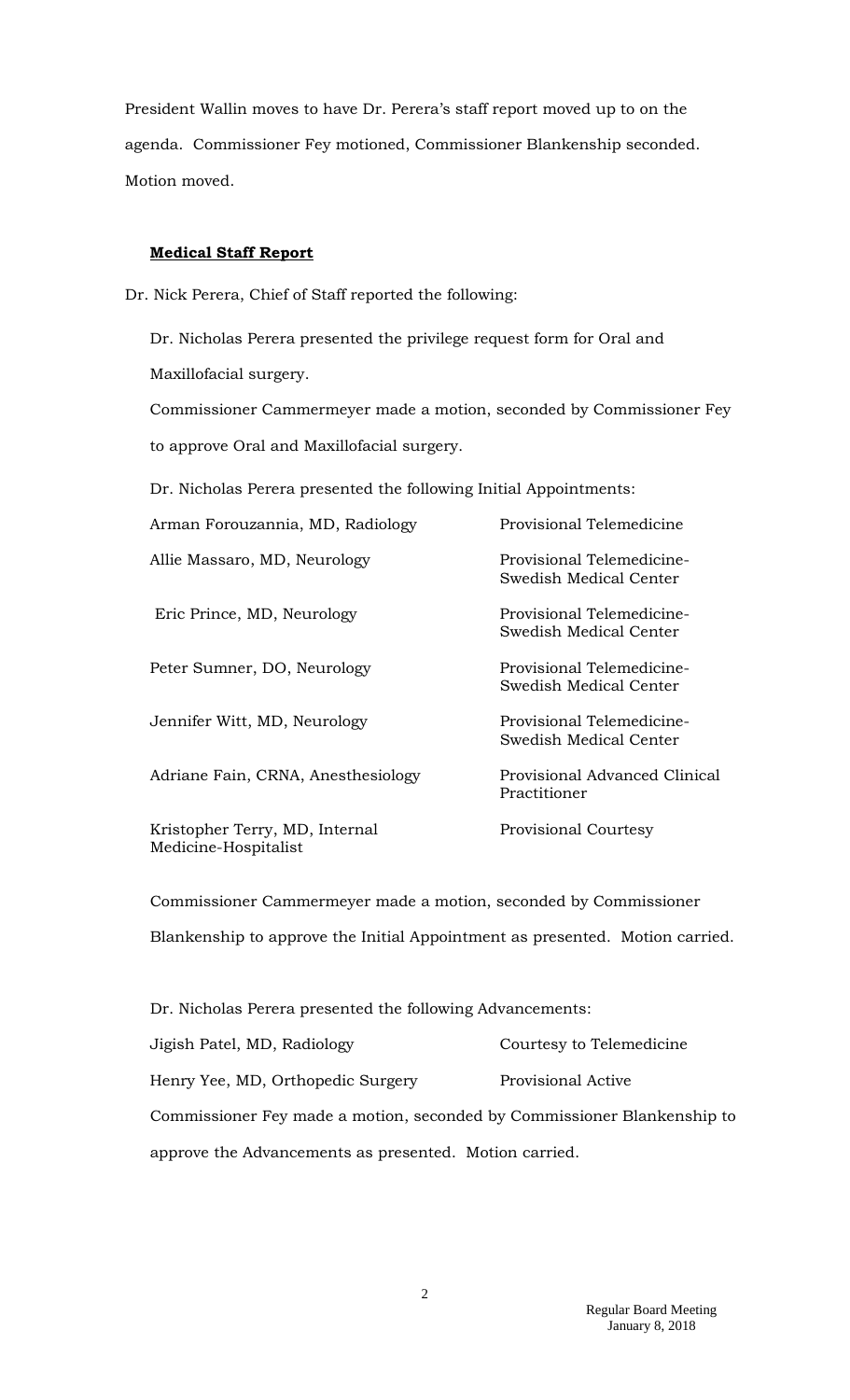President Wallin moves to have Dr. Perera's staff report moved up to on the agenda. Commissioner Fey motioned, Commissioner Blankenship seconded. Motion moved.

**Medical Staff Report**

Dr. Nick Perera, Chief of Staff reported the following:

Dr. Nicholas Perera presented the privilege request form for Oral and Maxillofacial surgery.

Commissioner Cammermeyer made a motion, seconded by Commissioner Fey to approve Oral and Maxillofacial surgery.

Dr. Nicholas Perera presented the following Initial Appointments:

| | |
|---|---|
| Arman Forouzannia, MD, Radiology | Provisional Telemedicine |
| Allie Massaro, MD, Neurology | Provisional Telemedicine-Swedish Medical Center |
| Eric Prince, MD, Neurology | Provisional Telemedicine-Swedish Medical Center |
| Peter Sumner, DO, Neurology | Provisional Telemedicine-Swedish Medical Center |
| Jennifer Witt, MD, Neurology | Provisional Telemedicine-Swedish Medical Center |
| Adriane Fain, CRNA, Anesthesiology | Provisional Advanced Clinical Practitioner |
| Kristopher Terry, MD, Internal Medicine-Hospitalist | Provisional Courtesy |

Commissioner Cammermeyer made a motion, seconded by Commissioner Blankenship to approve the Initial Appointment as presented. Motion carried.

Dr. Nicholas Perera presented the following Advancements:

| | |
|---|---|
| Jigish Patel, MD, Radiology | Courtesy to Telemedicine |
| Henry Yee, MD, Orthopedic Surgery | Provisional Active |

Commissioner Fey made a motion, seconded by Commissioner Blankenship to approve the Advancements as presented. Motion carried.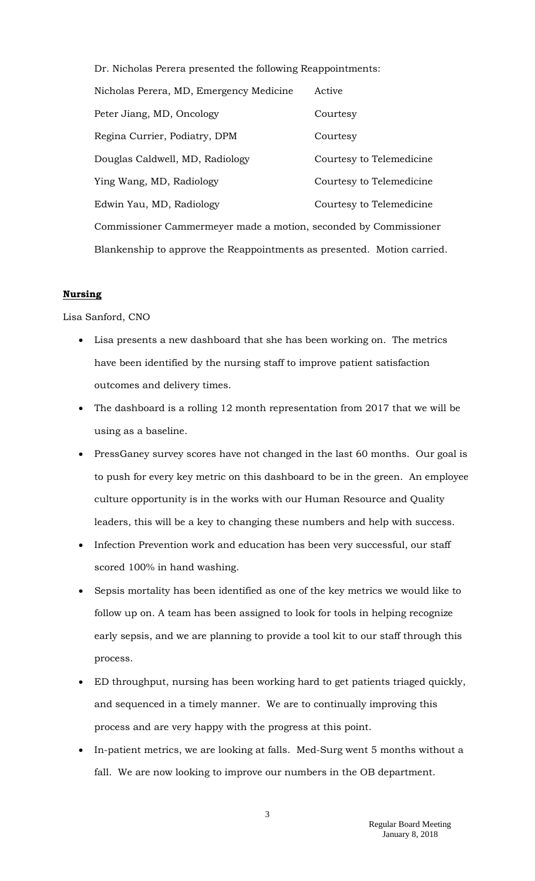Dr. Nicholas Perera presented the following Reappointments:

| | |
|---|---|
| Nicholas Perera, MD, Emergency Medicine | Active |
| Peter Jiang, MD, Oncology | Courtesy |
| Regina Currier, Podiatry, DPM | Courtesy |
| Douglas Caldwell, MD, Radiology | Courtesy to Telemedicine |
| Ying Wang, MD, Radiology | Courtesy to Telemedicine |
| Edwin Yau, MD, Radiology | Courtesy to Telemedicine |

Commissioner Cammermeyer made a motion, seconded by Commissioner Blankenship to approve the Reappointments as presented. Motion carried.

**Nursing**

Lisa Sanford, CNO

- Lisa presents a new dashboard that she has been working on. The metrics have been identified by the nursing staff to improve patient satisfaction outcomes and delivery times.
- The dashboard is a rolling 12 month representation from 2017 that we will be using as a baseline.
- PressGaney survey scores have not changed in the last 60 months. Our goal is to push for every key metric on this dashboard to be in the green. An employee culture opportunity is in the works with our Human Resource and Quality leaders, this will be a key to changing these numbers and help with success.
- Infection Prevention work and education has been very successful, our staff scored 100% in hand washing.
- Sepsis mortality has been identified as one of the key metrics we would like to follow up on. A team has been assigned to look for tools in helping recognize early sepsis, and we are planning to provide a tool kit to our staff through this process.
- ED throughput, nursing has been working hard to get patients triaged quickly, and sequenced in a timely manner. We are to continually improving this process and are very happy with the progress at this point.
- In-patient metrics, we are looking at falls. Med-Surg went 5 months without a fall. We are now looking to improve our numbers in the OB department.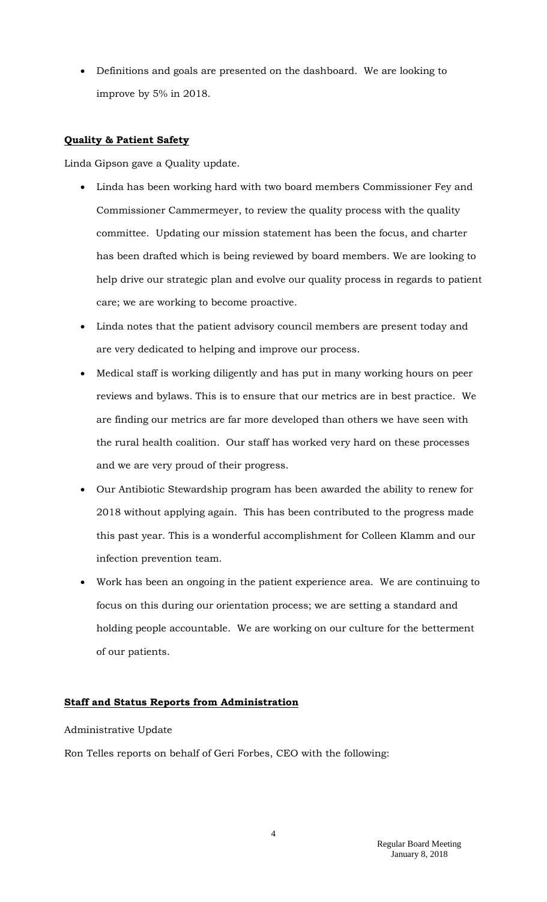- Definitions and goals are presented on the dashboard. We are looking to improve by 5% in 2018.

**Quality & Patient Safety**

Linda Gipson gave a Quality update.

- Linda has been working hard with two board members Commissioner Fey and Commissioner Cammermeyer, to review the quality process with the quality committee. Updating our mission statement has been the focus, and charter has been drafted which is being reviewed by board members. We are looking to help drive our strategic plan and evolve our quality process in regards to patient care; we are working to become proactive.
- Linda notes that the patient advisory council members are present today and are very dedicated to helping and improve our process.
- Medical staff is working diligently and has put in many working hours on peer reviews and bylaws. This is to ensure that our metrics are in best practice. We are finding our metrics are far more developed than others we have seen with the rural health coalition. Our staff has worked very hard on these processes and we are very proud of their progress.
- Our Antibiotic Stewardship program has been awarded the ability to renew for 2018 without applying again. This has been contributed to the progress made this past year. This is a wonderful accomplishment for Colleen Klamm and our infection prevention team.
- Work has been an ongoing in the patient experience area. We are continuing to focus on this during our orientation process; we are setting a standard and holding people accountable. We are working on our culture for the betterment of our patients.

**Staff and Status Reports from Administration**

Administrative Update

Ron Telles reports on behalf of Geri Forbes, CEO with the following: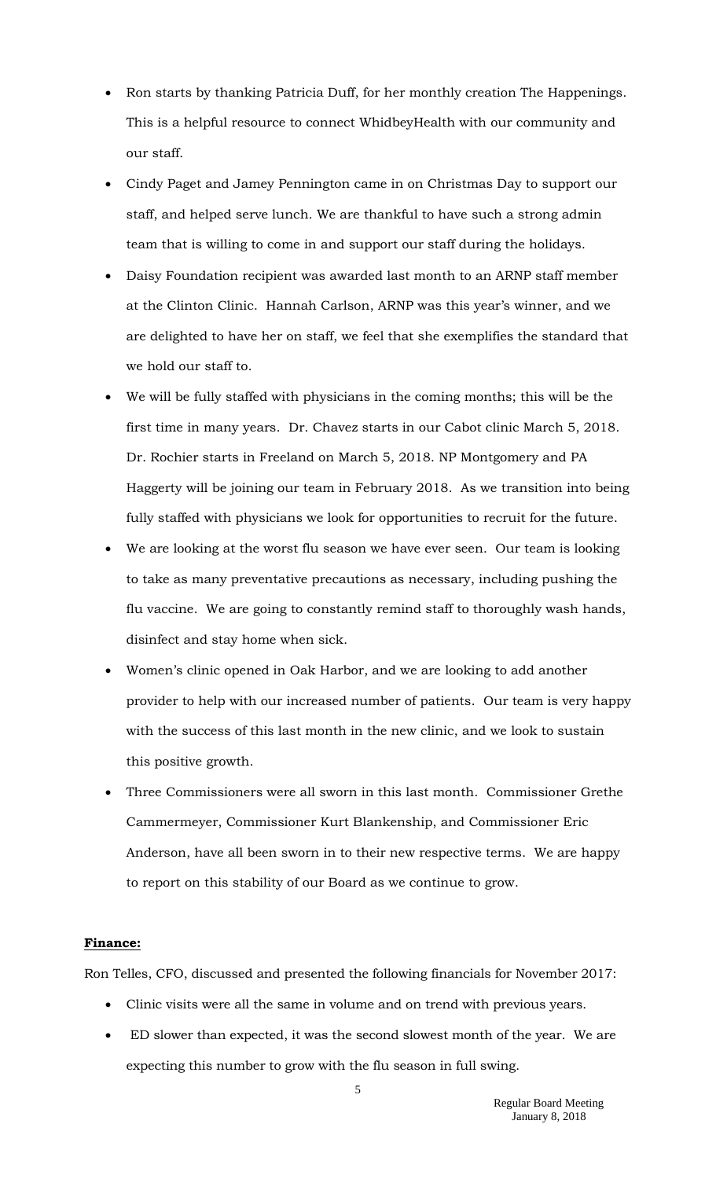- Ron starts by thanking Patricia Duff, for her monthly creation The Happenings. This is a helpful resource to connect WhidbeyHealth with our community and our staff.
- Cindy Paget and Jamey Pennington came in on Christmas Day to support our staff, and helped serve lunch. We are thankful to have such a strong admin team that is willing to come in and support our staff during the holidays.
- Daisy Foundation recipient was awarded last month to an ARNP staff member at the Clinton Clinic. Hannah Carlson, ARNP was this year's winner, and we are delighted to have her on staff, we feel that she exemplifies the standard that we hold our staff to.
- We will be fully staffed with physicians in the coming months; this will be the first time in many years. Dr. Chavez starts in our Cabot clinic March 5, 2018. Dr. Rochier starts in Freeland on March 5, 2018. NP Montgomery and PA Haggerty will be joining our team in February 2018. As we transition into being fully staffed with physicians we look for opportunities to recruit for the future.
- We are looking at the worst flu season we have ever seen. Our team is looking to take as many preventative precautions as necessary, including pushing the flu vaccine. We are going to constantly remind staff to thoroughly wash hands, disinfect and stay home when sick.
- Women's clinic opened in Oak Harbor, and we are looking to add another provider to help with our increased number of patients. Our team is very happy with the success of this last month in the new clinic, and we look to sustain this positive growth.
- Three Commissioners were all sworn in this last month. Commissioner Grethe Cammermeyer, Commissioner Kurt Blankenship, and Commissioner Eric Anderson, have all been sworn in to their new respective terms. We are happy to report on this stability of our Board as we continue to grow.

**Finance:**

Ron Telles, CFO, discussed and presented the following financials for November 2017:

- Clinic visits were all the same in volume and on trend with previous years.
- ED slower than expected, it was the second slowest month of the year. We are expecting this number to grow with the flu season in full swing.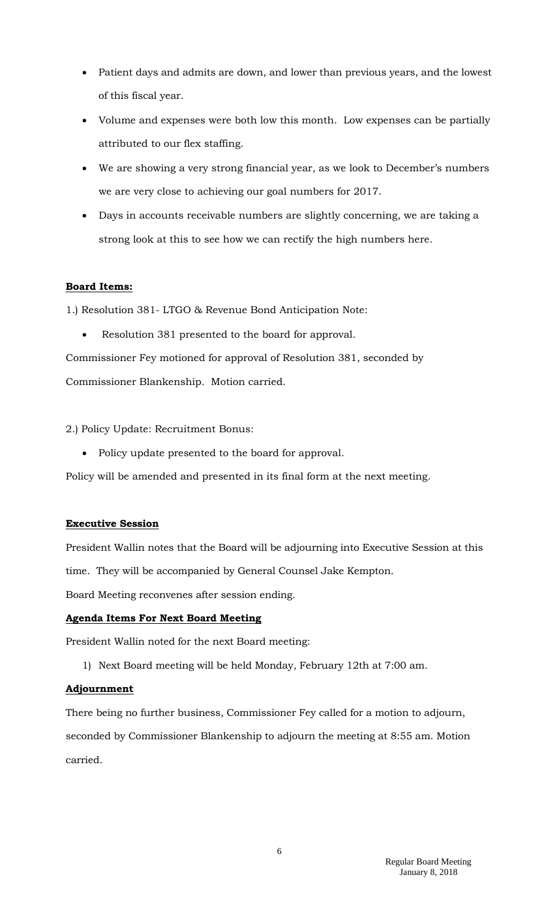- Patient days and admits are down, and lower than previous years, and the lowest of this fiscal year.
- Volume and expenses were both low this month. Low expenses can be partially attributed to our flex staffing.
- We are showing a very strong financial year, as we look to December's numbers we are very close to achieving our goal numbers for 2017.
- Days in accounts receivable numbers are slightly concerning, we are taking a strong look at this to see how we can rectify the high numbers here.

**Board Items:**

1.) Resolution 381- LTGO & Revenue Bond Anticipation Note:

- Resolution 381 presented to the board for approval.

Commissioner Fey motioned for approval of Resolution 381, seconded by Commissioner Blankenship. Motion carried.

2.) Policy Update: Recruitment Bonus:

- Policy update presented to the board for approval.

Policy will be amended and presented in its final form at the next meeting.

**Executive Session**

President Wallin notes that the Board will be adjourning into Executive Session at this time. They will be accompanied by General Counsel Jake Kempton.

Board Meeting reconvenes after session ending.

**Agenda Items For Next Board Meeting**

President Wallin noted for the next Board meeting:

1) Next Board meeting will be held Monday, February 12th at 7:00 am.

**Adjournment**

There being no further business, Commissioner Fey called for a motion to adjourn, seconded by Commissioner Blankenship to adjourn the meeting at 8:55 am. Motion carried.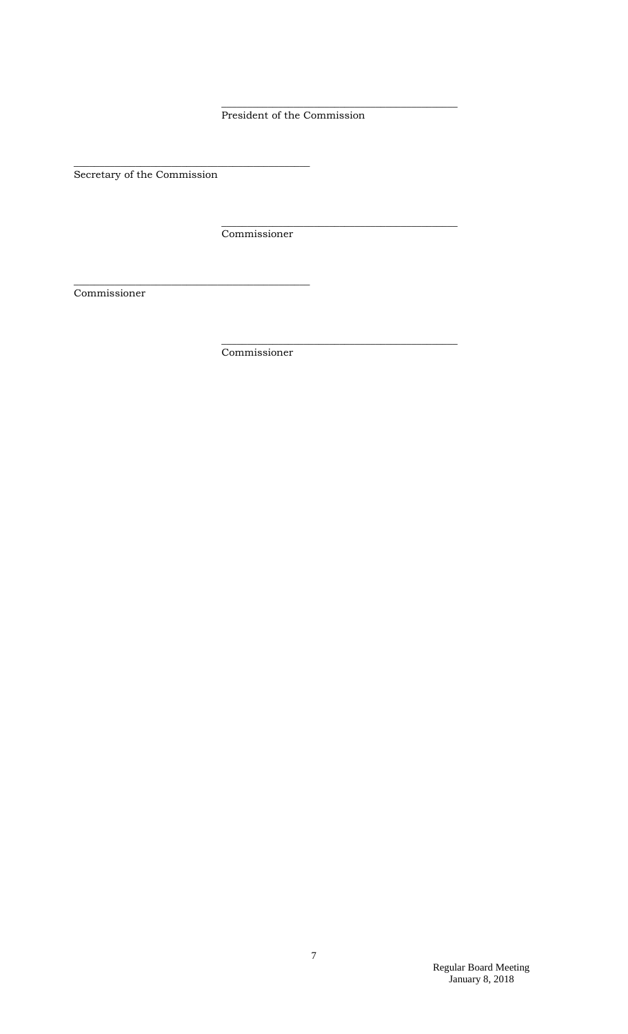\_\_\_\_\_\_\_\_\_\_\_\_\_\_\_\_\_\_\_\_\_\_\_\_\_\_\_\_\_\_\_\_\_\_\_\_\_\_\_\_\_\_\_\_
President of the Commission

\_\_\_\_\_\_\_\_\_\_\_\_\_\_\_\_\_\_\_\_\_\_\_\_\_\_\_\_\_\_\_\_\_\_\_\_\_\_\_\_\_\_\_\_
Secretary of the Commission

\_\_\_\_\_\_\_\_\_\_\_\_\_\_\_\_\_\_\_\_\_\_\_\_\_\_\_\_\_\_\_\_\_\_\_\_\_\_\_\_\_\_\_\_
Commissioner

\_\_\_\_\_\_\_\_\_\_\_\_\_\_\_\_\_\_\_\_\_\_\_\_\_\_\_\_\_\_\_\_\_\_\_\_\_\_\_\_\_\_\_\_
Commissioner

\_\_\_\_\_\_\_\_\_\_\_\_\_\_\_\_\_\_\_\_\_\_\_\_\_\_\_\_\_\_\_\_\_\_\_\_\_\_\_\_\_\_\_\_
Commissioner